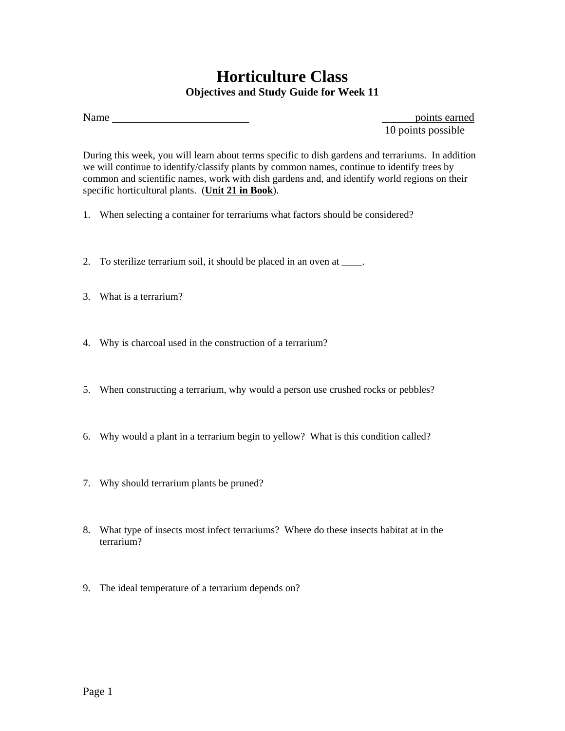# Horticulture Class

## Objectives and Study Guide for Week 11

Name ________________________ ______ points earned
10 points possible

During this week, you will learn about terms specific to dish gardens and terrariums. In addition we will continue to identify/classify plants by common names, continue to identify trees by common and scientific names, work with dish gardens and, and identify world regions on their specific horticultural plants. (**Unit 21 in Book**).

1. When selecting a container for terrariums what factors should be considered?

2. To sterilize terrarium soil, it should be placed in an oven at ____.

3. What is a terrarium?

4. Why is charcoal used in the construction of a terrarium?

5. When constructing a terrarium, why would a person use crushed rocks or pebbles?

6. Why would a plant in a terrarium begin to yellow? What is this condition called?

7. Why should terrarium plants be pruned?

8. What type of insects most infect terrariums? Where do these insects habitat at in the terrarium?

9. The ideal temperature of a terrarium depends on?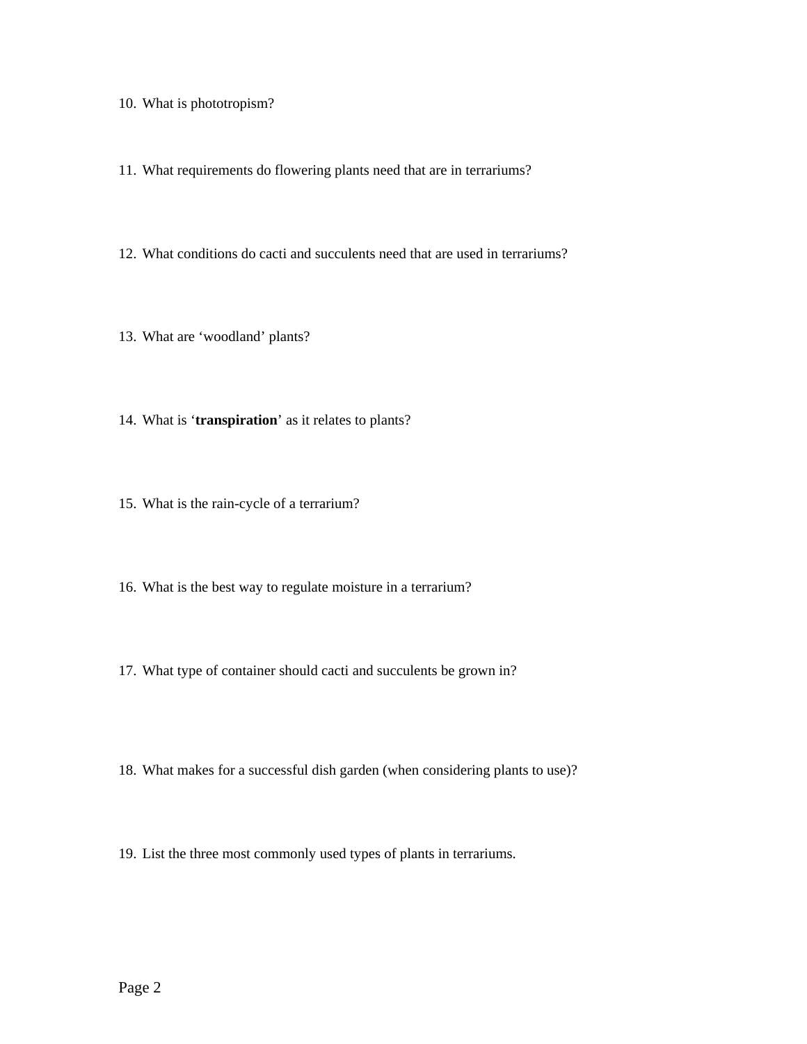10. What is phototropism?

11. What requirements do flowering plants need that are in terrariums?

12. What conditions do cacti and succulents need that are used in terrariums?

13. What are ‘woodland’ plants?

14. What is ‘**transpiration**’ as it relates to plants?

15. What is the rain-cycle of a terrarium?

16. What is the best way to regulate moisture in a terrarium?

17. What type of container should cacti and succulents be grown in?

18. What makes for a successful dish garden (when considering plants to use)?

19. List the three most commonly used types of plants in terrariums.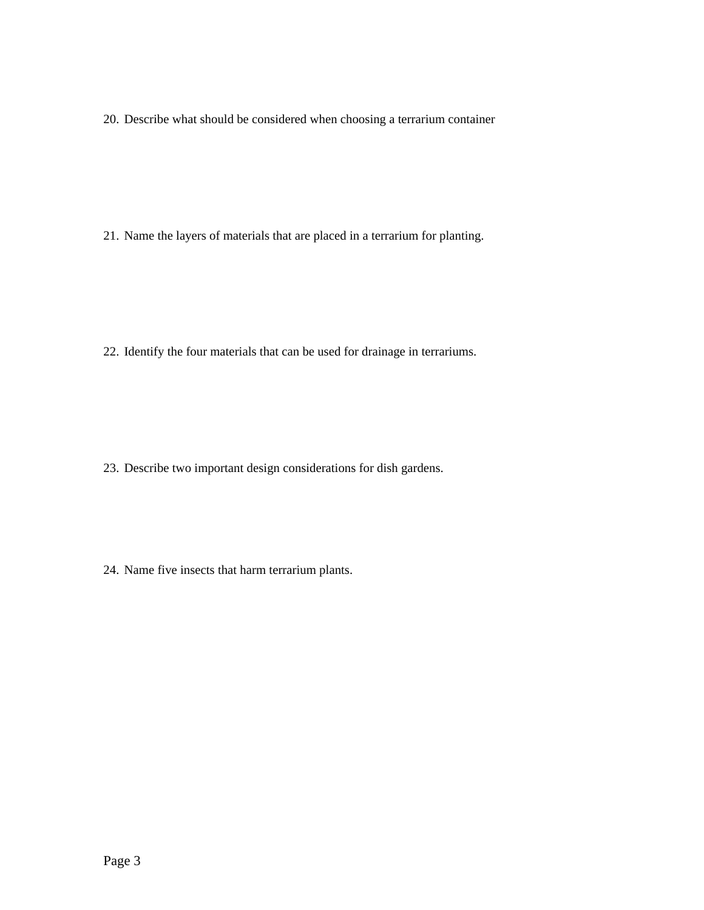20. Describe what should be considered when choosing a terrarium container

21. Name the layers of materials that are placed in a terrarium for planting.

22. Identify the four materials that can be used for drainage in terrariums.

23. Describe two important design considerations for dish gardens.

24. Name five insects that harm terrarium plants.